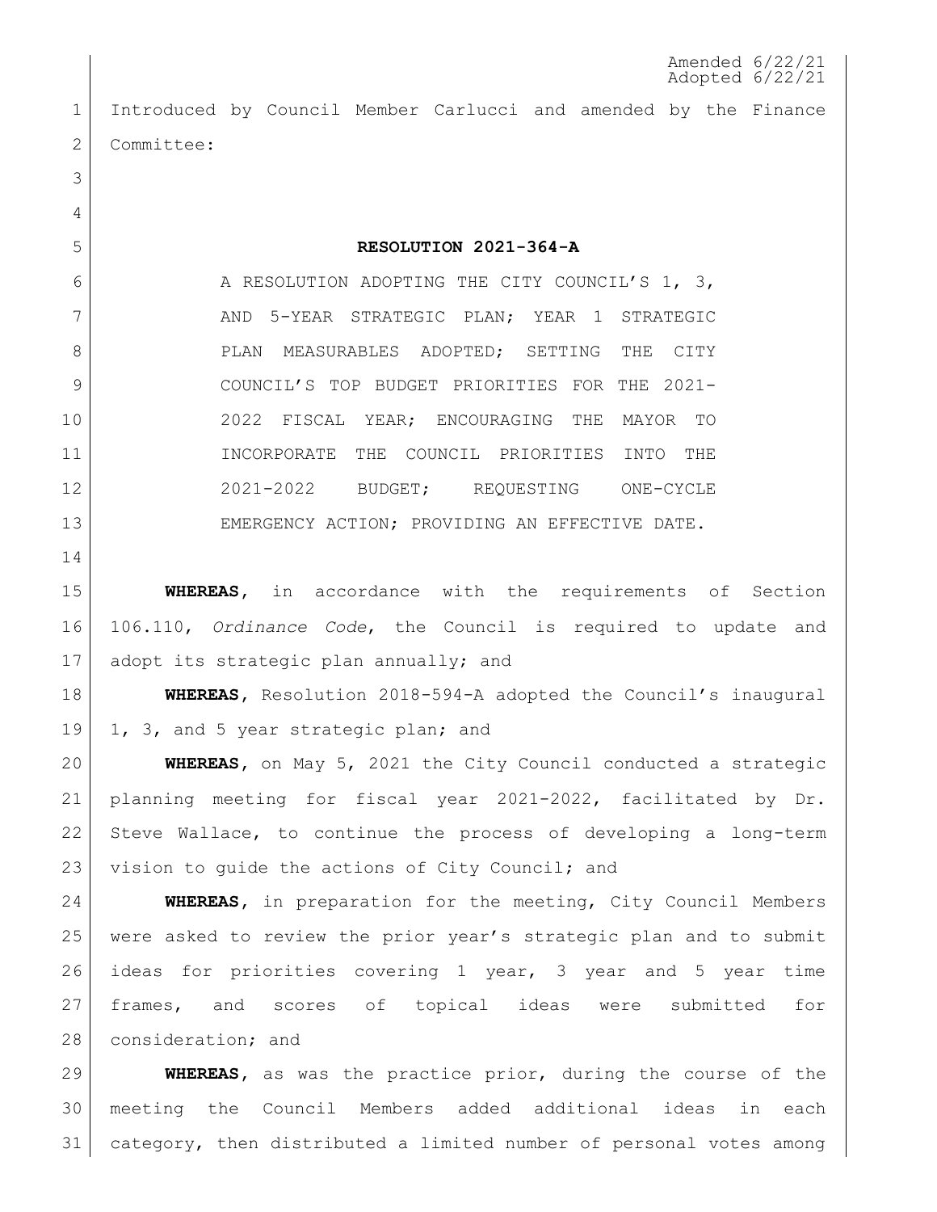Amended 6/22/21
Adopted 6/22/21

Introduced by Council Member Carlucci and amended by the Finance Committee:

**RESOLUTION 2021-364-A**

A RESOLUTION ADOPTING THE CITY COUNCIL'S 1, 3, AND 5-YEAR STRATEGIC PLAN; YEAR 1 STRATEGIC PLAN MEASURABLES ADOPTED; SETTING THE CITY COUNCIL'S TOP BUDGET PRIORITIES FOR THE 2021-2022 FISCAL YEAR; ENCOURAGING THE MAYOR TO INCORPORATE THE COUNCIL PRIORITIES INTO THE 2021-2022 BUDGET; REQUESTING ONE-CYCLE EMERGENCY ACTION; PROVIDING AN EFFECTIVE DATE.

**WHEREAS**, in accordance with the requirements of Section 106.110, *Ordinance Code*, the Council is required to update and adopt its strategic plan annually; and

**WHEREAS**, Resolution 2018-594-A adopted the Council's inaugural 1, 3, and 5 year strategic plan; and

**WHEREAS**, on May 5, 2021 the City Council conducted a strategic planning meeting for fiscal year 2021-2022, facilitated by Dr. Steve Wallace, to continue the process of developing a long-term vision to guide the actions of City Council; and

**WHEREAS**, in preparation for the meeting, City Council Members were asked to review the prior year's strategic plan and to submit ideas for priorities covering 1 year, 3 year and 5 year time frames, and scores of topical ideas were submitted for consideration; and

**WHEREAS**, as was the practice prior, during the course of the meeting the Council Members added additional ideas in each category, then distributed a limited number of personal votes among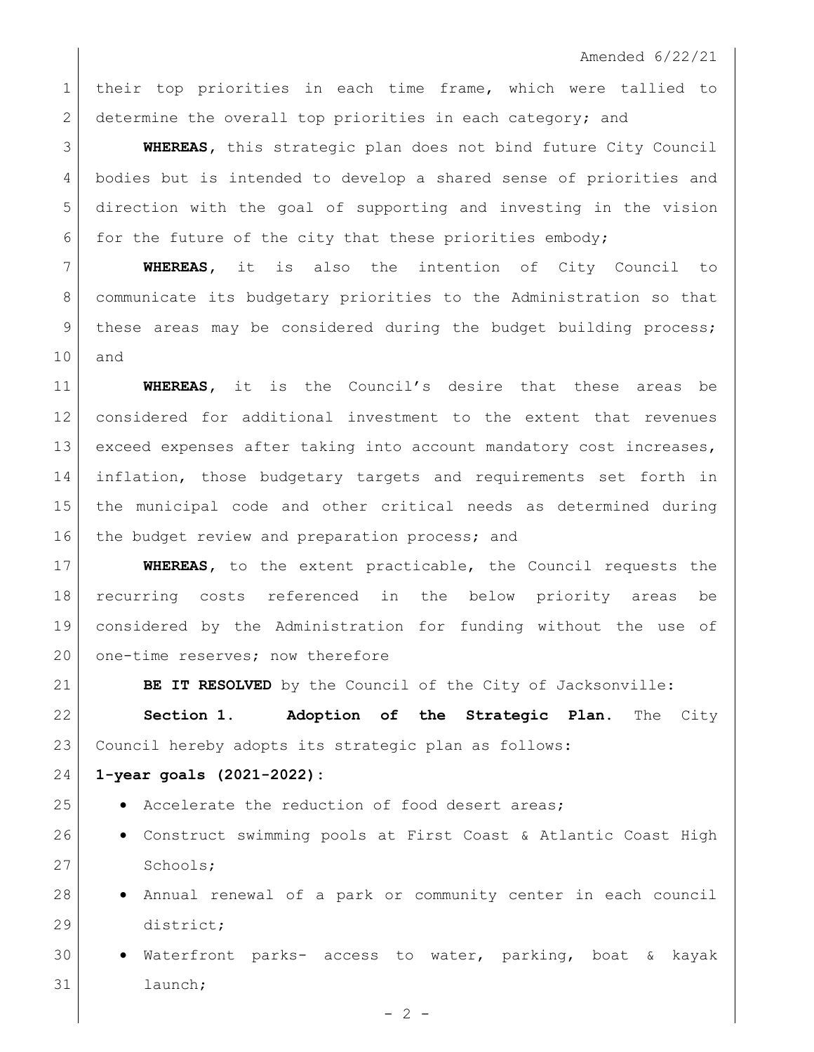their top priorities in each time frame, which were tallied to determine the overall top priorities in each category; and

**WHEREAS,** this strategic plan does not bind future City Council bodies but is intended to develop a shared sense of priorities and direction with the goal of supporting and investing in the vision for the future of the city that these priorities embody;

**WHEREAS,** it is also the intention of City Council to communicate its budgetary priorities to the Administration so that these areas may be considered during the budget building process; and

**WHEREAS,** it is the Council's desire that these areas be considered for additional investment to the extent that revenues exceed expenses after taking into account mandatory cost increases, inflation, those budgetary targets and requirements set forth in the municipal code and other critical needs as determined during the budget review and preparation process; and

**WHEREAS,** to the extent practicable, the Council requests the recurring costs referenced in the below priority areas be considered by the Administration for funding without the use of one-time reserves; now therefore

**BE IT RESOLVED** by the Council of the City of Jacksonville:

**Section 1. Adoption of the Strategic Plan.** The City Council hereby adopts its strategic plan as follows:

**1-year goals (2021-2022):**

- Accelerate the reduction of food desert areas;
- Construct swimming pools at First Coast & Atlantic Coast High Schools;
- Annual renewal of a park or community center in each council district;
- Waterfront parks- access to water, parking, boat & kayak launch;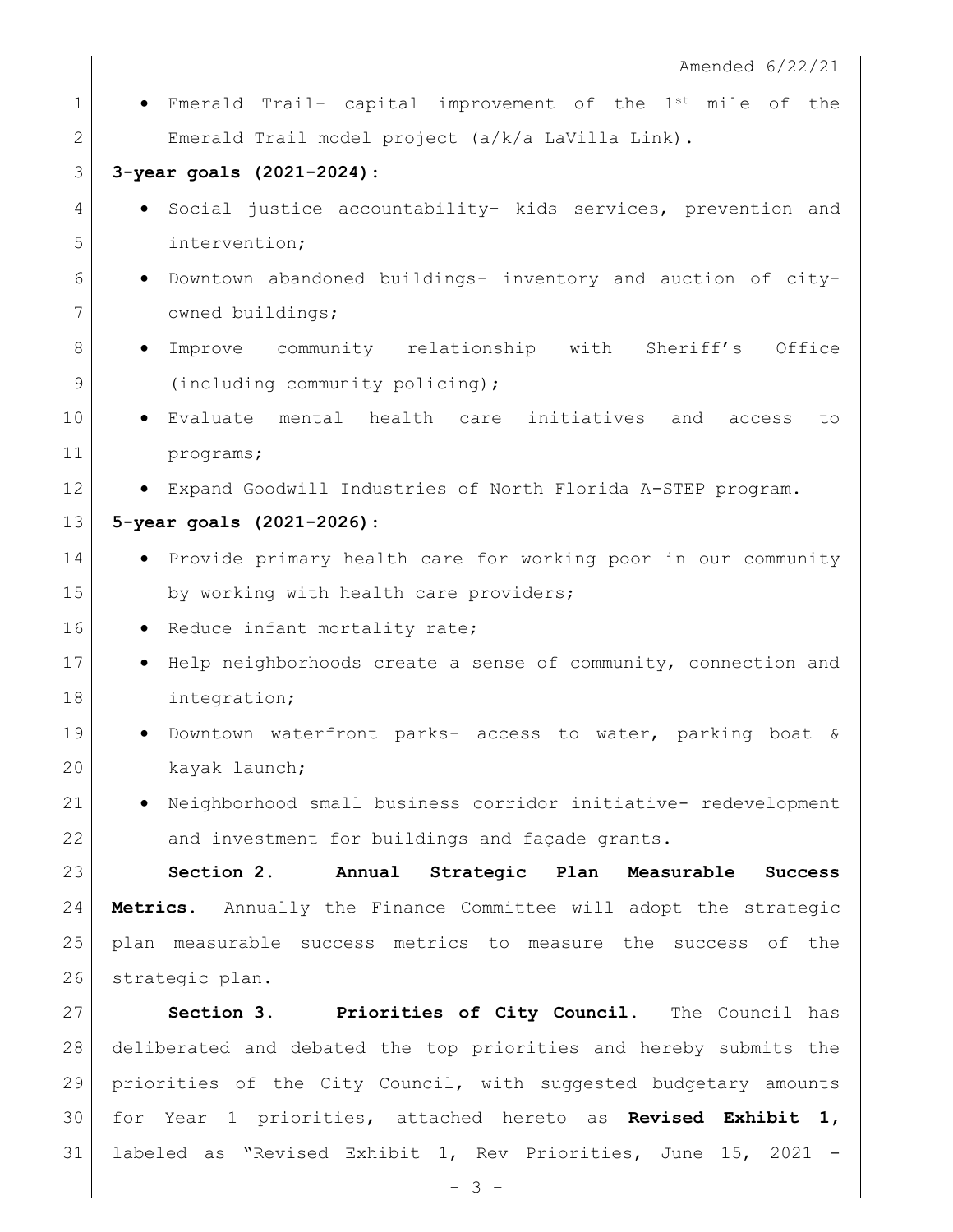Amended 6/22/21

- Emerald Trail- capital improvement of the 1st mile of the Emerald Trail model project (a/k/a LaVilla Link).

**3-year goals (2021-2024):**

- Social justice accountability- kids services, prevention and intervention;
- Downtown abandoned buildings- inventory and auction of city-owned buildings;
- Improve community relationship with Sheriff's Office (including community policing);
- Evaluate mental health care initiatives and access to programs;
- Expand Goodwill Industries of North Florida A-STEP program.

**5-year goals (2021-2026):**

- Provide primary health care for working poor in our community by working with health care providers;
- Reduce infant mortality rate;
- Help neighborhoods create a sense of community, connection and integration;
- Downtown waterfront parks- access to water, parking boat & kayak launch;
- Neighborhood small business corridor initiative- redevelopment and investment for buildings and façade grants.

**Section 2. Annual Strategic Plan Measurable Success Metrics.** Annually the Finance Committee will adopt the strategic plan measurable success metrics to measure the success of the strategic plan.

**Section 3. Priorities of City Council.** The Council has deliberated and debated the top priorities and hereby submits the priorities of the City Council, with suggested budgetary amounts for Year 1 priorities, attached hereto as **Revised Exhibit 1**, labeled as "Revised Exhibit 1, Rev Priorities, June 15, 2021 -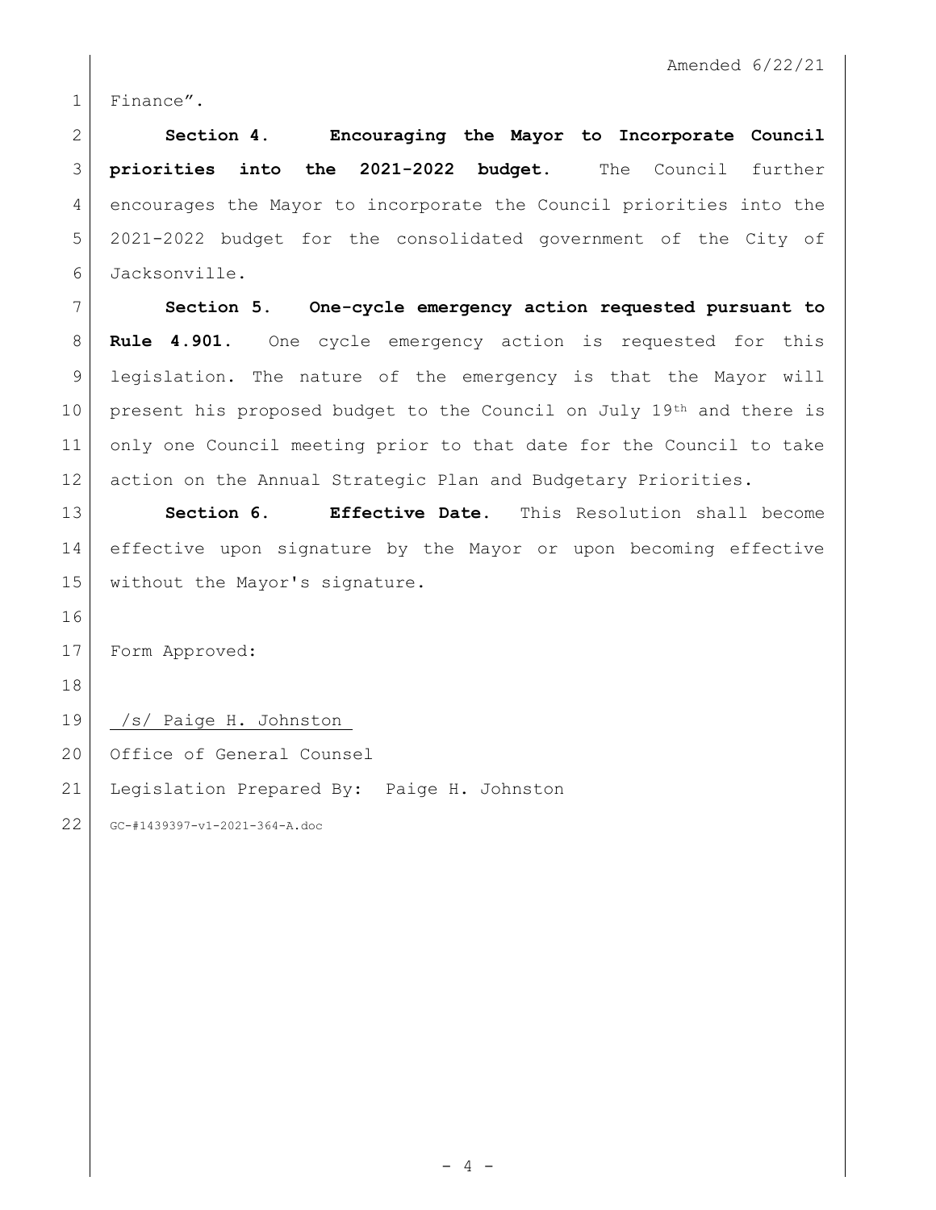Amended 6/22/21

Finance".

**Section 4. Encouraging the Mayor to Incorporate Council priorities into the 2021-2022 budget.** The Council further encourages the Mayor to incorporate the Council priorities into the 2021-2022 budget for the consolidated government of the City of Jacksonville.

**Section 5. One-cycle emergency action requested pursuant to Rule 4.901.** One cycle emergency action is requested for this legislation. The nature of the emergency is that the Mayor will present his proposed budget to the Council on July 19th and there is only one Council meeting prior to that date for the Council to take action on the Annual Strategic Plan and Budgetary Priorities.

**Section 6. Effective Date.** This Resolution shall become effective upon signature by the Mayor or upon becoming effective without the Mayor's signature.

Form Approved:

/s/ Paige H. Johnston

Office of General Counsel

Legislation Prepared By: Paige H. Johnston

GC-#1439397-v1-2021-364-A.doc